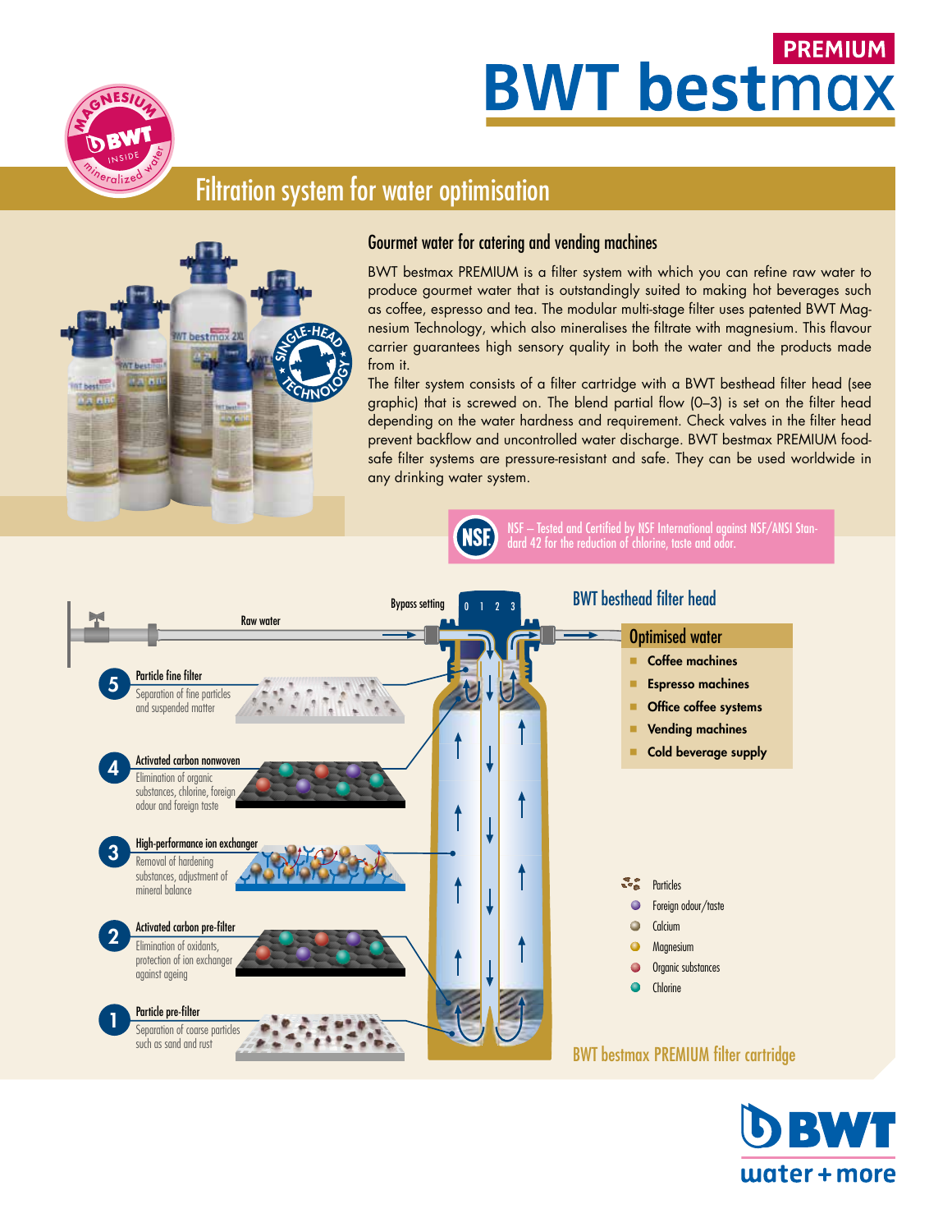# PREMIUM BWT bestmax

MAGNESIUM BWT INSIDE mineralized water

## Filtration system for water optimisation

SINGLE-HEAD TECHNOLOGY

### Gourmet water for catering and vending machines

BWT bestmax PREMIUM is a filter system with which you can refine raw water to produce gourmet water that is outstandingly suited to making hot beverages such as coffee, espresso and tea. The modular multi-stage filter uses patented BWT Magnesium Technology, which also mineralises the filtrate with magnesium. This flavour carrier guarantees high sensory quality in both the water and the products made from it.

The filter system consists of a filter cartridge with a BWT besthead filter head (see graphic) that is screwed on. The blend partial flow (0–3) is set on the filter head depending on the water hardness and requirement. Check valves in the filter head prevent backflow and uncontrolled water discharge. BWT bestmax PREMIUM food-safe filter systems are pressure-resistant and safe. They can be used worldwide in any drinking water system.

NSF – Tested and Certified by NSF International against NSF/ANSI Standard 42 for the reduction of chlorine, taste and odor.

Raw water

Bypass setting 0 1 2 3

BWT besthead filter head

**Optimised water**

- Coffee machines
- Espresso machines
- Office coffee systems
- Vending machines
- Cold beverage supply

**5 Particle fine filter**
Separation of fine particles and suspended matter

**4 Activated carbon nonwoven**
Elimination of organic substances, chlorine, foreign odour and foreign taste

**3 High-performance ion exchanger**
Removal of hardening substances, adjustment of mineral balance

**2 Activated carbon pre-filter**
Elimination of oxidants, protection of ion exchanger against ageing

**1 Particle pre-filter**
Separation of coarse particles such as sand and rust

- Particles
- Foreign odour/taste
- Calcium
- Magnesium
- Organic substances
- Chlorine

BWT bestmax PREMIUM filter cartridge

BWT water + more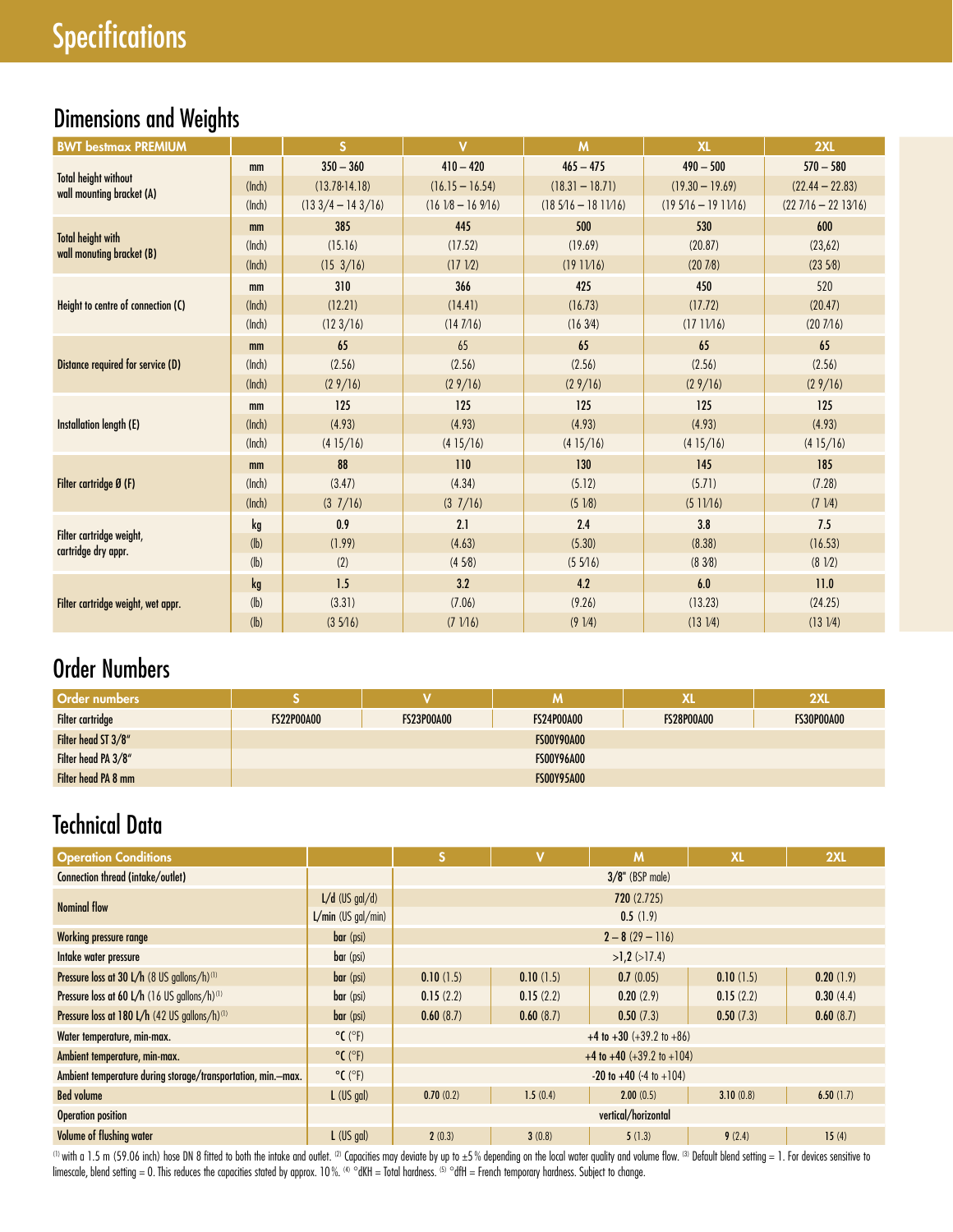# Specifications

## Dimensions and Weights

| BWT bestmax PREMIUM | | S | V | M | XL | 2XL |
|---|---|---|---|---|---|---|
| Total height without wall mounting bracket (A) | mm | 350 – 360 | 410 – 420 | 465 – 475 | 490 – 500 | 570 – 580 |
| | (Inch) | (13.78-14.18) | (16.15 – 16.54) | (18.31 – 18.71) | (19.30 – 19.69) | (22.44 – 22.83) |
| | (Inch) | (13 3/4 – 14 3/16) | (16 1/8 – 16 9/16) | (18 5/16 – 18 11/16) | (19 5/16 – 19 11/16) | (22 7/16 – 22 13/16) |
| Total height with wall monuting bracket (B) | mm | 385 | 445 | 500 | 530 | 600 |
| | (Inch) | (15.16) | (17.52) | (19.69) | (20.87) | (23,62) |
| | (Inch) | (15 3/16) | (17 1/2) | (19 11/16) | (20 7/8) | (23 5/8) |
| Height to centre of connection (C) | mm | 310 | 366 | 425 | 450 | 520 |
| | (Inch) | (12.21) | (14.41) | (16.73) | (17.72) | (20.47) |
| | (Inch) | (12 3/16) | (14 7/16) | (16 3/4) | (17 11/16) | (20 7/16) |
| Distance required for service (D) | mm | 65 | 65 | 65 | 65 | 65 |
| | (Inch) | (2.56) | (2.56) | (2.56) | (2.56) | (2.56) |
| | (Inch) | (2 9/16) | (2 9/16) | (2 9/16) | (2 9/16) | (2 9/16) |
| Installation length (E) | mm | 125 | 125 | 125 | 125 | 125 |
| | (Inch) | (4.93) | (4.93) | (4.93) | (4.93) | (4.93) |
| | (Inch) | (4 15/16) | (4 15/16) | (4 15/16) | (4 15/16) | (4 15/16) |
| Filter cartridge Ø (F) | mm | 88 | 110 | 130 | 145 | 185 |
| | (Inch) | (3.47) | (4.34) | (5.12) | (5.71) | (7.28) |
| | (Inch) | (3 7/16) | (3 7/16) | (5 1/8) | (5 11/16) | (7 1/4) |
| Filter cartridge weight, cartridge dry appr. | kg | 0.9 | 2.1 | 2.4 | 3.8 | 7.5 |
| | (lb) | (1.99) | (4.63) | (5.30) | (8.38) | (16.53) |
| | (lb) | (2) | (4 5/8) | (5 5/16) | (8 3/8) | (8 1/2) |
| Filter cartridge weight, wet appr. | kg | 1.5 | 3.2 | 4.2 | 6.0 | 11.0 |
| | (lb) | (3.31) | (7.06) | (9.26) | (13.23) | (24.25) |
| | (lb) | (3 5/16) | (7 1/16) | (9 1/4) | (13 1/4) | (13 1/4) |

## Order Numbers

| Order numbers | S | V | M | XL | 2XL |
|---|---|---|---|---|---|
| Filter cartridge | FS22P00A00 | FS23P00A00 | FS24P00A00 | FS28P00A00 | FS30P00A00 |
| Filter head ST 3/8" | | | FS00Y90A00 | | |
| Filter head PA 3/8" | | | FS00Y96A00 | | |
| Filter head PA 8 mm | | | FS00Y95A00 | | |

## Technical Data

| Operation Conditions | | S | V | M | XL | 2XL |
|---|---|---|---|---|---|---|
| Connection thread (intake/outlet) | | | | 3/8" (BSP male) | | |
| Nominal flow | L/d (US gal/d) | | | 720 (2.725) | | |
| | L/min (US gal/min) | | | 0.5 (1.9) | | |
| Working pressure range | bar (psi) | | | 2 – 8 (29 – 116) | | |
| Intake water pressure | bar (psi) | | | >1,2 (>17.4) | | |
| Pressure loss at 30 L/h (8 US gallons/h)[1] | bar (psi) | 0.10 (1.5) | 0.10 (1.5) | 0.7 (0.05) | 0.10 (1.5) | 0.20 (1.9) |
| Pressure loss at 60 L/h (16 US gallons/h)[1] | bar (psi) | 0.15 (2.2) | 0.15 (2.2) | 0.20 (2.9) | 0.15 (2.2) | 0.30 (4.4) |
| Pressure loss at 180 L/h (42 US gallons/h)[1] | bar (psi) | 0.60 (8.7) | 0.60 (8.7) | 0.50 (7.3) | 0.50 (7.3) | 0.60 (8.7) |
| Water temperature, min-max. | °C (°F) | | | +4 to +30 (+39.2 to +86) | | |
| Ambient temperature, min-max. | °C (°F) | | | +4 to +40 (+39.2 to +104) | | |
| Ambient temperature during storage/transportation, min.–max. | °C (°F) | | | -20 to +40 (-4 to +104) | | |
| Bed volume | L (US gal) | 0.70 (0.2) | 1.5 (0.4) | 2.00 (0.5) | 3.10 (0.8) | 6.50 (1.7) |
| Operation position | | | | vertical/horizontal | | |
| Volume of flushing water | L (US gal) | 2 (0.3) | 3 (0.8) | 5 (1.3) | 9 (2.4) | 15 (4) |

[1] with a 1.5 m (59.06 inch) hose DN 8 fitted to both the intake and outlet. [2] Capacities may deviate by up to ±5 % depending on the local water quality and volume flow. [3] Default blend setting = 1. For devices sensitive to limescale, blend setting = 0. This reduces the capacities stated by approx. 10 %. [4] °dKH = Total hardness. [5] °dfH = French temporary hardness. Subject to change.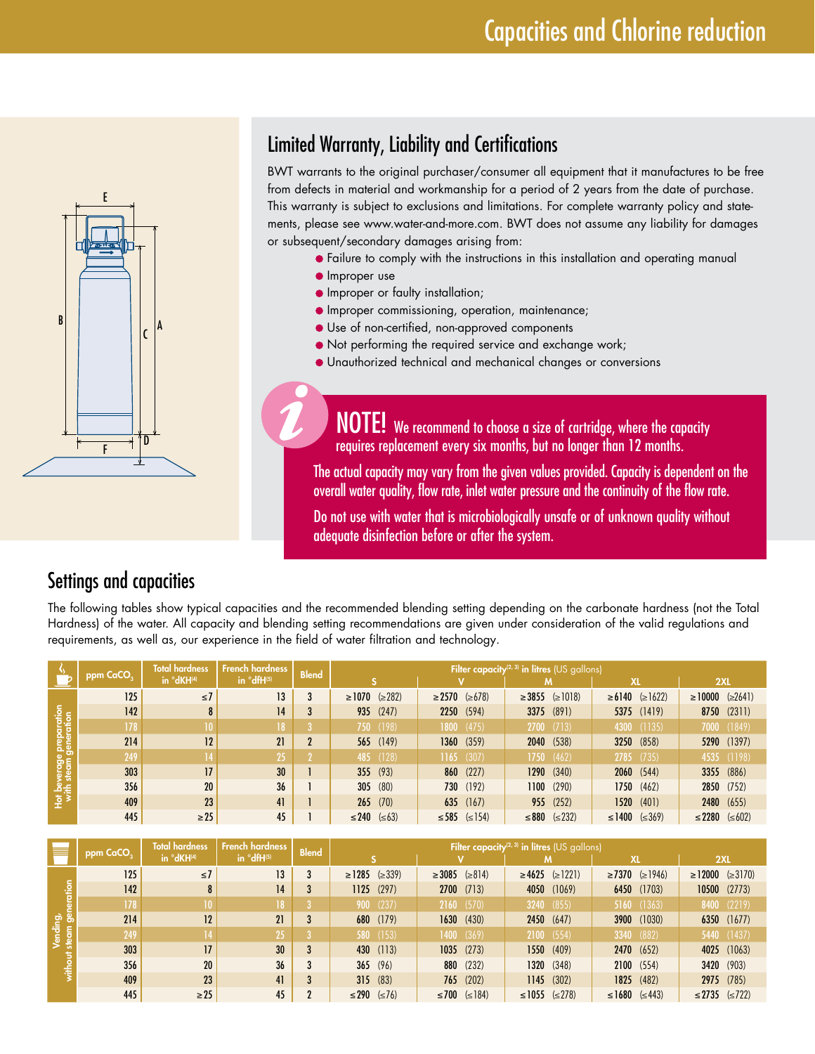# Capacities and Chlorine reduction

## Limited Warranty, Liability and Certifications

BWT warrants to the original purchaser/consumer all equipment that it manufactures to be free from defects in material and workmanship for a period of 2 years from the date of purchase. This warranty is subject to exclusions and limitations. For complete warranty policy and statements, please see www.water-and-more.com. BWT does not assume any liability for damages or subsequent/secondary damages arising from:

- Failure to comply with the instructions in this installation and operating manual
- Improper use
- Improper or faulty installation;
- Improper commissioning, operation, maintenance;
- Use of non-certified, non-approved components
- Not performing the required service and exchange work;
- Unauthorized technical and mechanical changes or conversions

**NOTE!** We recommend to choose a size of cartridge, where the capacity requires replacement every six months, but no longer than 12 months.

The actual capacity may vary from the given values provided. Capacity is dependent on the overall water quality, flow rate, inlet water pressure and the continuity of the flow rate.

Do not use with water that is microbiologically unsafe or of unknown quality without adequate disinfection before or after the system.

## Settings and capacities

The following tables show typical capacities and the recommended blending setting depending on the carbonate hardness (not the Total Hardness) of the water. All capacity and blending setting recommendations are given under consideration of the valid regulations and requirements, as well as, our experience in the field of water filtration and technology.

**Hot beverage preparation with steam generation**

| ppm $CaCO_3$ | Total hardness in °dKH[4] | French hardness in °dfH[5] | Blend | Filter capacity[2, 3] in litres (US gallons) S | V | M | XL | 2XL |
|---|---|---|---|---|---|---|---|---|
| 125 | ≤7 | 13 | 3 | ≥1070 (≥282) | ≥2570 (≥678) | ≥3855 (≥1018) | ≥6140 (≥1622) | ≥10000 (≥2641) |
| 142 | 8 | 14 | 3 | 935 (247) | 2250 (594) | 3375 (891) | 5375 (1419) | 8750 (2311) |
| 178 | 10 | 18 | 3 | 750 (198) | 1800 (475) | 2700 (713) | 4300 (1135) | 7000 (1849) |
| 214 | 12 | 21 | 2 | 565 (149) | 1360 (359) | 2040 (538) | 3250 (858) | 5290 (1397) |
| 249 | 14 | 25 | 2 | 485 (128) | 1165 (307) | 1750 (462) | 2785 (735) | 4535 (1198) |
| 303 | 17 | 30 | 1 | 355 (93) | 860 (227) | 1290 (340) | 2060 (544) | 3355 (886) |
| 356 | 20 | 36 | 1 | 305 (80) | 730 (192) | 1100 (290) | 1750 (462) | 2850 (752) |
| 409 | 23 | 41 | 1 | 265 (70) | 635 (167) | 955 (252) | 1520 (401) | 2480 (655) |
| 445 | ≥25 | 45 | 1 | ≤240 (≤63) | ≤585 (≤154) | ≤880 (≤232) | ≤1400 (≤369) | ≤2280 (≤602) |

**Vending, without steam generation**

| ppm $CaCO_3$ | Total hardness in °dKH[4] | French hardness in °dfH[5] | Blend | Filter capacity[2, 3] in litres (US gallons) S | V | M | XL | 2XL |
|---|---|---|---|---|---|---|---|---|
| 125 | ≤7 | 13 | 3 | ≥1285 (≥339) | ≥3085 (≥814) | ≥4625 (≥1221) | ≥7370 (≥1946) | ≥12000 (≥3170) |
| 142 | 8 | 14 | 3 | 1125 (297) | 2700 (713) | 4050 (1069) | 6450 (1703) | 10500 (2773) |
| 178 | 10 | 18 | 3 | 900 (237) | 2160 (570) | 3240 (855) | 5160 (1363) | 8400 (2219) |
| 214 | 12 | 21 | 3 | 680 (179) | 1630 (430) | 2450 (647) | 3900 (1030) | 6350 (1677) |
| 249 | 14 | 25 | 3 | 580 (153) | 1400 (369) | 2100 (554) | 3340 (882) | 5440 (1437) |
| 303 | 17 | 30 | 3 | 430 (113) | 1035 (273) | 1550 (409) | 2470 (652) | 4025 (1063) |
| 356 | 20 | 36 | 3 | 365 (96) | 880 (232) | 1320 (348) | 2100 (554) | 3420 (903) |
| 409 | 23 | 41 | 3 | 315 (83) | 765 (202) | 1145 (302) | 1825 (482) | 2975 (785) |
| 445 | ≥25 | 45 | 2 | ≤290 (≤76) | ≤700 (≤184) | ≤1055 (≤278) | ≤1680 (≤443) | ≤2735 (≤722) |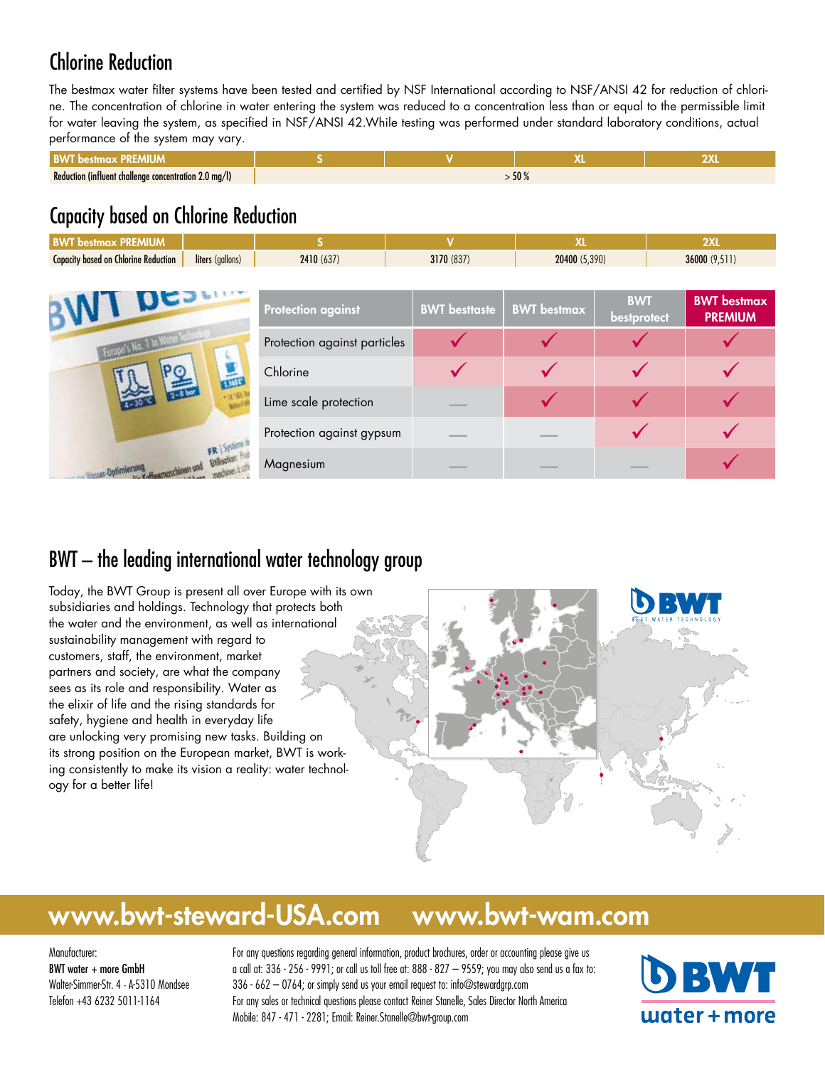## Chlorine Reduction

The bestmax water filter systems have been tested and certified by NSF International according to NSF/ANSI 42 for reduction of chlorine. The concentration of chlorine in water entering the system was reduced to a concentration less than or equal to the permissible limit for water leaving the system, as specified in NSF/ANSI 42.While testing was performed under standard laboratory conditions, actual performance of the system may vary.

| BWT bestmax PREMIUM | S | V | XL | 2XL |
|---|---|---|---|---|
| Reduction (influent challenge concentration 2.0 mg/l) | > 50 % | | | |

## Capacity based on Chlorine Reduction

| BWT bestmax PREMIUM | | S | V | XL | 2XL |
|---|---|---|---|---|---|
| Capacity based on Chlorine Reduction | liters (gallons) | 2410 (637) | 3170 (837) | 20400 (5,390) | 36000 (9,511) |

| Protection against | BWT besttaste | BWT bestmax | BWT bestprotect | BWT bestmax PREMIUM |
|---|---|---|---|---|
| Protection against particles | ✓ | ✓ | ✓ | ✓ |
| Chlorine | ✓ | ✓ | ✓ | ✓ |
| Lime scale protection | — | ✓ | ✓ | ✓ |
| Protection against gypsum | — | — | ✓ | ✓ |
| Magnesium | — | — | — | ✓ |

## BWT – the leading international water technology group

Today, the BWT Group is present all over Europe with its own subsidiaries and holdings. Technology that protects both the water and the environment, as well as international sustainability management with regard to customers, staff, the environment, market partners and society, are what the company sees as its role and responsibility. Water as the elixir of life and the rising standards for safety, hygiene and health in everyday life are unlocking very promising new tasks. Building on its strong position on the European market, BWT is working consistently to make its vision a reality: water technology for a better life!

BWT
BEST WATER TECHNOLOGY

**www.bwt-steward-USA.com www.bwt-wam.com**

Manufacturer:
BWT water + more GmbH
Walter-Simmer-Str. 4 · A-5310 Mondsee
Telefon +43 6232 5011-1164

For any questions regarding general information, product brochures, order or accounting please give us a call at: 336 - 256 - 9991; or call us toll free at: 888 - 827 – 9559; you may also send us a fax to: 336 - 662 – 0764; or simply send us your email request to: info@stewardgrp.com
For any sales or technical questions please contact Reiner Stanelle, Sales Director North America
Mobile: 847 - 471 - 2281; Email: Reiner.Stanelle@bwt-group.com

BWT
water + more